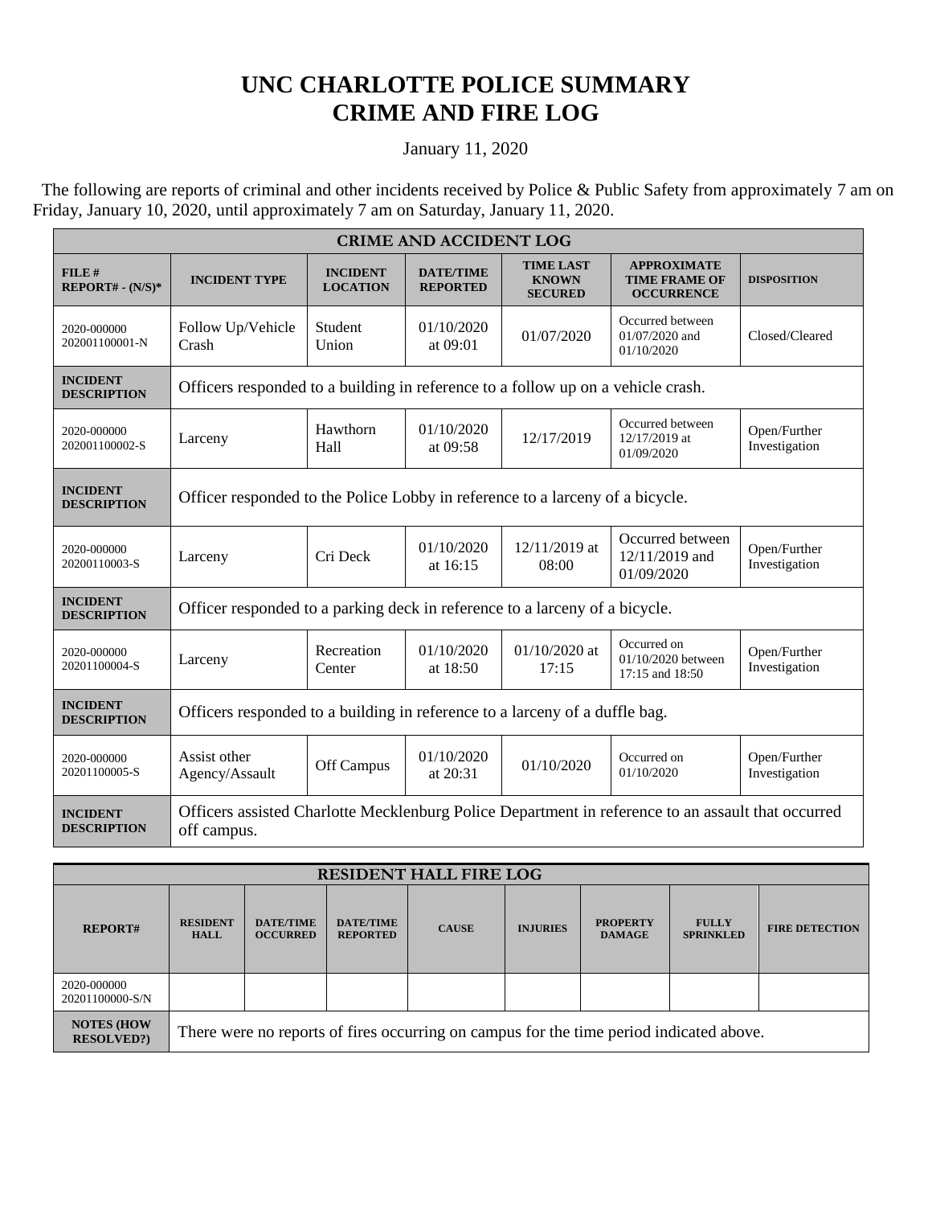# UNC CHARLOTTE POLICE SUMMARY
# CRIME AND FIRE LOG

January 11, 2020

The following are reports of criminal and other incidents received by Police & Public Safety from approximately 7 am on Friday, January 10, 2020, until approximately 7 am on Saturday, January 11, 2020.

| CRIME AND ACCIDENT LOG | | | | | | |
|---|---|---|---|---|---|---|
| **FILE # REPORT# - (N/S)*** | **INCIDENT TYPE** | **INCIDENT LOCATION** | **DATE/TIME REPORTED** | **TIME LAST KNOWN SECURED** | **APPROXIMATE TIME FRAME OF OCCURRENCE** | **DISPOSITION** |
| 2020-000000 202001100001-N | Follow Up/Vehicle Crash | Student Union | 01/10/2020 at 09:01 | 01/07/2020 | Occurred between 01/07/2020 and 01/10/2020 | Closed/Cleared |
| **INCIDENT DESCRIPTION** | Officers responded to a building in reference to a follow up on a vehicle crash. | | | | | |
| 2020-000000 202001100002-S | Larceny | Hawthorn Hall | 01/10/2020 at 09:58 | 12/17/2019 | Occurred between 12/17/2019 at 01/09/2020 | Open/Further Investigation |
| **INCIDENT DESCRIPTION** | Officer responded to the Police Lobby in reference to a larceny of a bicycle. | | | | | |
| 2020-000000 20200110003-S | Larceny | Cri Deck | 01/10/2020 at 16:15 | 12/11/2019 at 08:00 | Occurred between 12/11/2019 and 01/09/2020 | Open/Further Investigation |
| **INCIDENT DESCRIPTION** | Officer responded to a parking deck in reference to a larceny of a bicycle. | | | | | |
| 2020-000000 20201100004-S | Larceny | Recreation Center | 01/10/2020 at 18:50 | 01/10/2020 at 17:15 | Occurred on 01/10/2020 between 17:15 and 18:50 | Open/Further Investigation |
| **INCIDENT DESCRIPTION** | Officers responded to a building in reference to a larceny of a duffle bag. | | | | | |
| 2020-000000 20201100005-S | Assist other Agency/Assault | Off Campus | 01/10/2020 at 20:31 | 01/10/2020 | Occurred on 01/10/2020 | Open/Further Investigation |
| **INCIDENT DESCRIPTION** | Officers assisted Charlotte Mecklenburg Police Department in reference to an assault that occurred off campus. | | | | | |

| RESIDENT HALL FIRE LOG | | | | | | | | |
|---|---|---|---|---|---|---|---|---|
| **REPORT#** | **RESIDENT HALL** | **DATE/TIME OCCURRED** | **DATE/TIME REPORTED** | **CAUSE** | **INJURIES** | **PROPERTY DAMAGE** | **FULLY SPRINKLED** | **FIRE DETECTION** |
| 2020-000000 20201100000-S/N | | | | | | | | |
| **NOTES (HOW RESOLVED?)** | There were no reports of fires occurring on campus for the time period indicated above. | | | | | | | |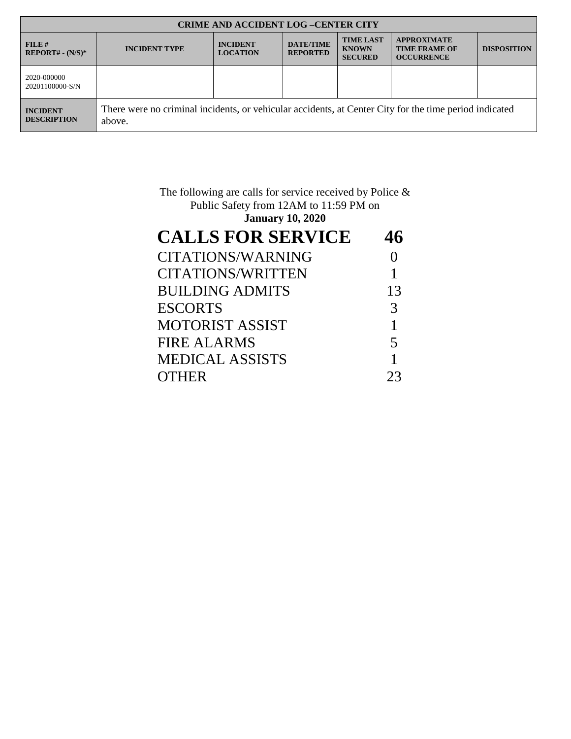| CRIME AND ACCIDENT LOG –CENTER CITY | | | | | | |
|---|---|---|---|---|---|---|
| **FILE # REPORT# - (N/S)*** | **INCIDENT TYPE** | **INCIDENT LOCATION** | **DATE/TIME REPORTED** | **TIME LAST KNOWN SECURED** | **APPROXIMATE TIME FRAME OF OCCURRENCE** | **DISPOSITION** |
| 2020-000000 20201100000-S/N | | | | | | |
| **INCIDENT DESCRIPTION** | There were no criminal incidents, or vehicular accidents, at Center City for the time period indicated above. | | | | | |

The following are calls for service received by Police & Public Safety from 12AM to 11:59 PM on
**January 10, 2020**

| | |
|---|---|
| **CALLS FOR SERVICE** | **46** |
| CITATIONS/WARNING | 0 |
| CITATIONS/WRITTEN | 1 |
| BUILDING ADMITS | 13 |
| ESCORTS | 3 |
| MOTORIST ASSIST | 1 |
| FIRE ALARMS | 5 |
| MEDICAL ASSISTS | 1 |
| OTHER | 23 |